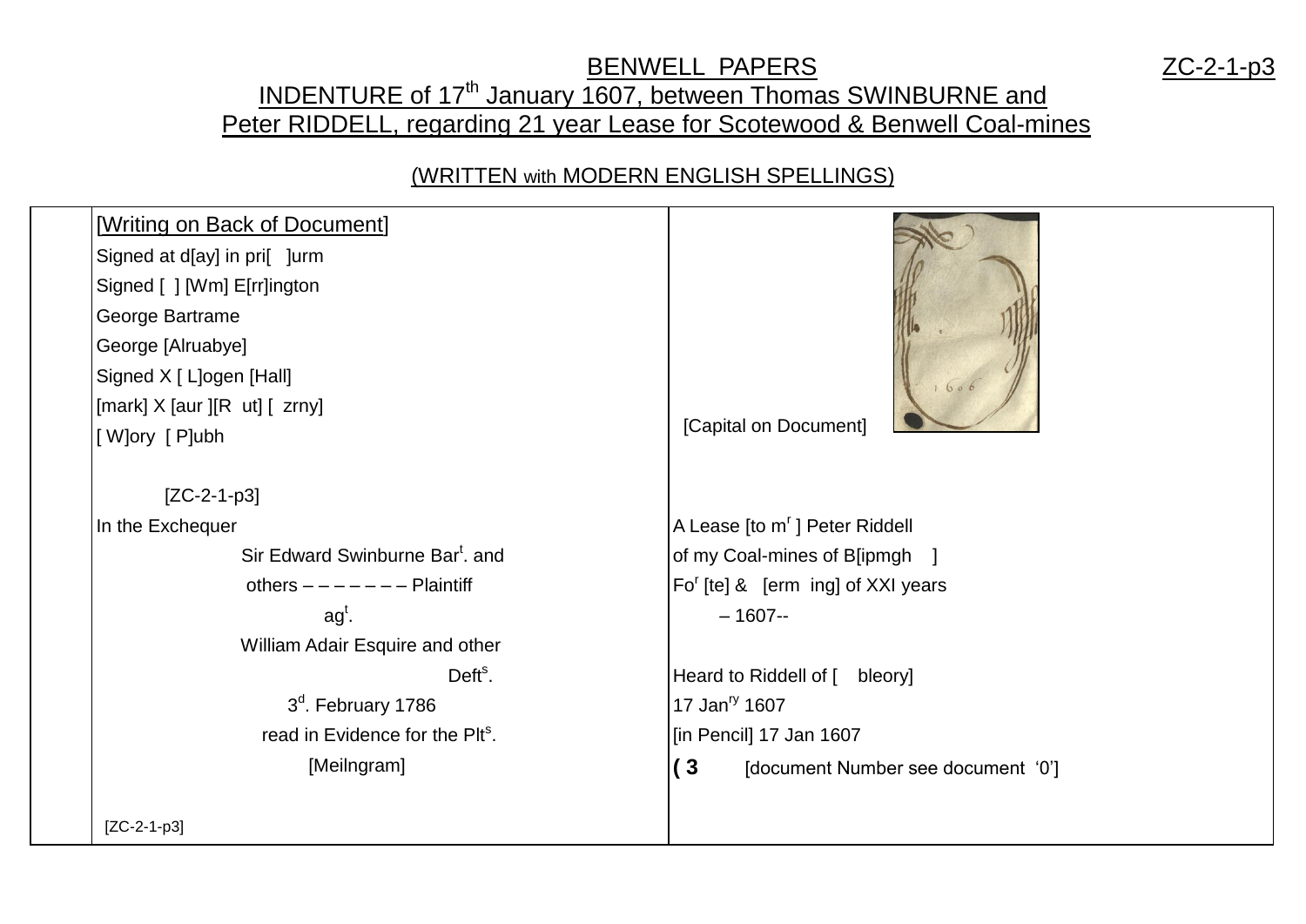# BENWELL PAPERS ZC-2-1-p3

## INDENTURE of 17th January 1607, between Thomas SWINBURNE and Peter RIDDELL, regarding 21 year Lease for Scotewood & Benwell Coal-mines

(WRITTEN with MODERN ENGLISH SPELLINGS)

| | | |
|---|---|---|
| | [Writing on Back of Document]<br>Signed at d[ay] in pri[ ]urm<br>Signed [ ] [Wm] E[rr]ington<br>George Bartrame<br>George [Alruabye]<br>Signed X [ L]ogen [Hall]<br>[mark] X [aur ][R ut] [ zrny]<br>[ W]ory [ P]ubh<br><br>[ZC-2-1-p3]<br>In the Exchequer<br>Sir Edward Swinburne Bar[t]. and<br>others – – – – – – – Plaintiff<br>ag[t].<br>William Adair Esquire and other<br>Deft[s].<br>3[d]. February 1786<br>read in Evidence for the Plt[s].<br>[Meilngram]<br><br>[ZC-2-1-p3] | [Capital on Document]<br><br>A Lease [to m[r] ] Peter Riddell<br>of my Coal-mines of B[ipmgh ]<br>Fo[r] [te] & [erm ing] of XXI years<br>– 1607--<br><br>Heard to Riddell of [ bleory]<br>17 Jan[ry] 1607<br>[in Pencil] 17 Jan 1607<br>**( 3** [document Number see document '0'] |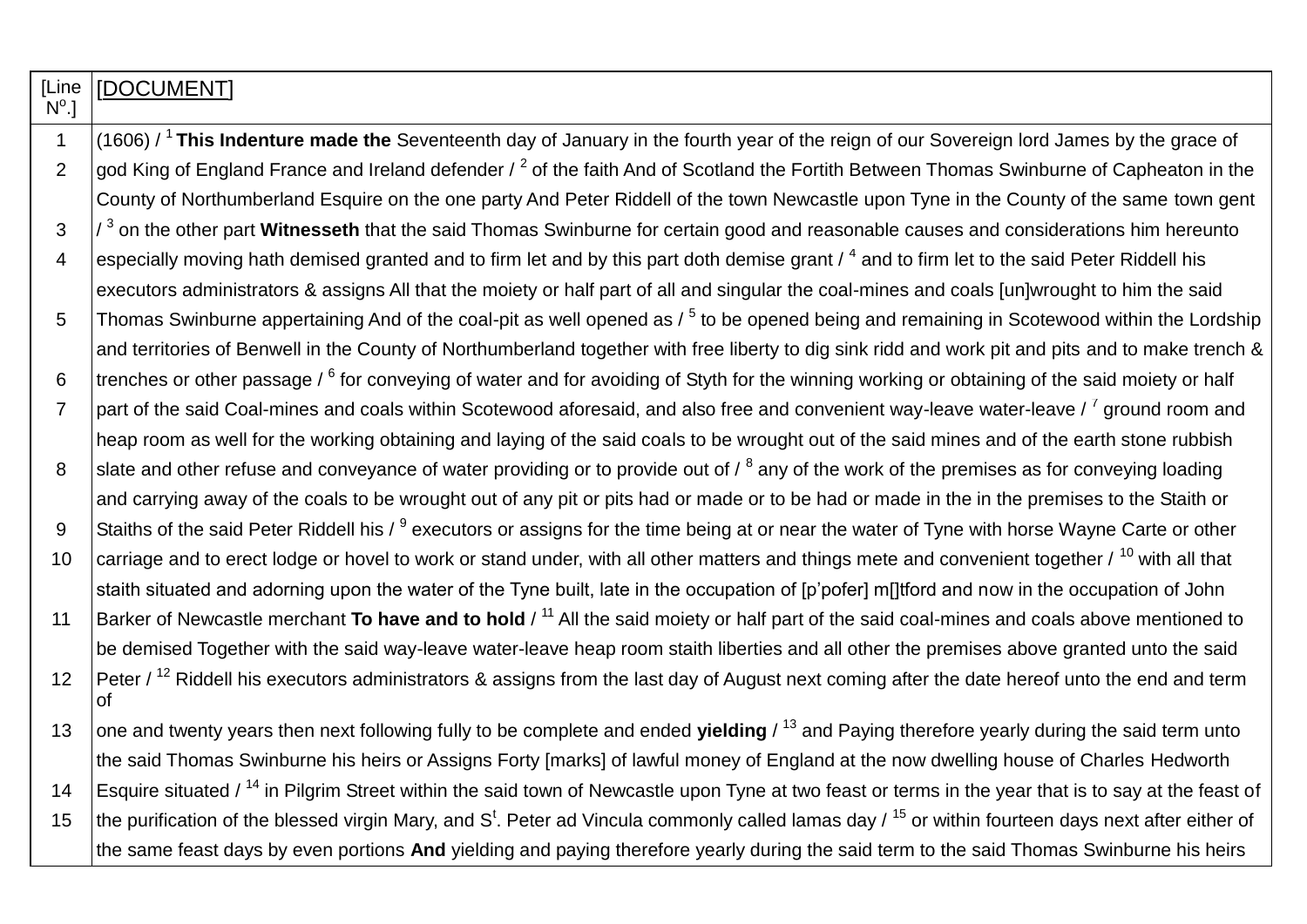| [Line N°.] | [DOCUMENT] |
|---|---|
| 1 | (1606) / [1] **This Indenture made the** Seventeenth day of January in the fourth year of the reign of our Sovereign lord James by the grace of |
| 2 | god King of England France and Ireland defender / [2] of the faith And of Scotland the Fortith Between Thomas Swinburne of Capheaton in the County of Northumberland Esquire on the one party And Peter Riddell of the town Newcastle upon Tyne in the County of the same town gent |
| 3 | / [3] on the other part **Witnesseth** that the said Thomas Swinburne for certain good and reasonable causes and considerations him hereunto |
| 4 | especially moving hath demised granted and to firm let and by this part doth demise grant / [4] and to firm let to the said Peter Riddell his executors administrators & assigns All that the moiety or half part of all and singular the coal-mines and coals [un]wrought to him the said |
| 5 | Thomas Swinburne appertaining And of the coal-pit as well opened as / [5] to be opened being and remaining in Scotewood within the Lordship and territories of Benwell in the County of Northumberland together with free liberty to dig sink ridd and work pit and pits and to make trench & |
| 6 | trenches or other passage / [6] for conveying of water and for avoiding of Styth for the winning working or obtaining of the said moiety or half |
| 7 | part of the said Coal-mines and coals within Scotewood aforesaid, and also free and convenient way-leave water-leave / [7] ground room and heap room as well for the working obtaining and laying of the said coals to be wrought out of the said mines and of the earth stone rubbish |
| 8 | slate and other refuse and conveyance of water providing or to provide out of / [8] any of the work of the premises as for conveying loading and carrying away of the coals to be wrought out of any pit or pits had or made or to be had or made in the in the premises to the Staith or |
| 9 | Staiths of the said Peter Riddell his / [9] executors or assigns for the time being at or near the water of Tyne with horse Wayne Carte or other |
| 10 | carriage and to erect lodge or hovel to work or stand under, with all other matters and things mete and convenient together / [10] with all that staith situated and adorning upon the water of the Tyne built, late in the occupation of [p'pofer] m[]tford and now in the occupation of John |
| 11 | Barker of Newcastle merchant **To have and to hold** / [11] All the said moiety or half part of the said coal-mines and coals above mentioned to be demised Together with the said way-leave water-leave heap room staith liberties and all other the premises above granted unto the said |
| 12 | Peter / [12] Riddell his executors administrators & assigns from the last day of August next coming after the date hereof unto the end and term of |
| 13 | one and twenty years then next following fully to be complete and ended **yielding** / [13] and Paying therefore yearly during the said term unto the said Thomas Swinburne his heirs or Assigns Forty [marks] of lawful money of England at the now dwelling house of Charles Hedworth |
| 14 | Esquire situated / [14] in Pilgrim Street within the said town of Newcastle upon Tyne at two feast or terms in the year that is to say at the feast of |
| 15 | the purification of the blessed virgin Mary, and S[t]. Peter ad Vincula commonly called lamas day / [15] or within fourteen days next after either of the same feast days by even portions **And** yielding and paying therefore yearly during the said term to the said Thomas Swinburne his heirs |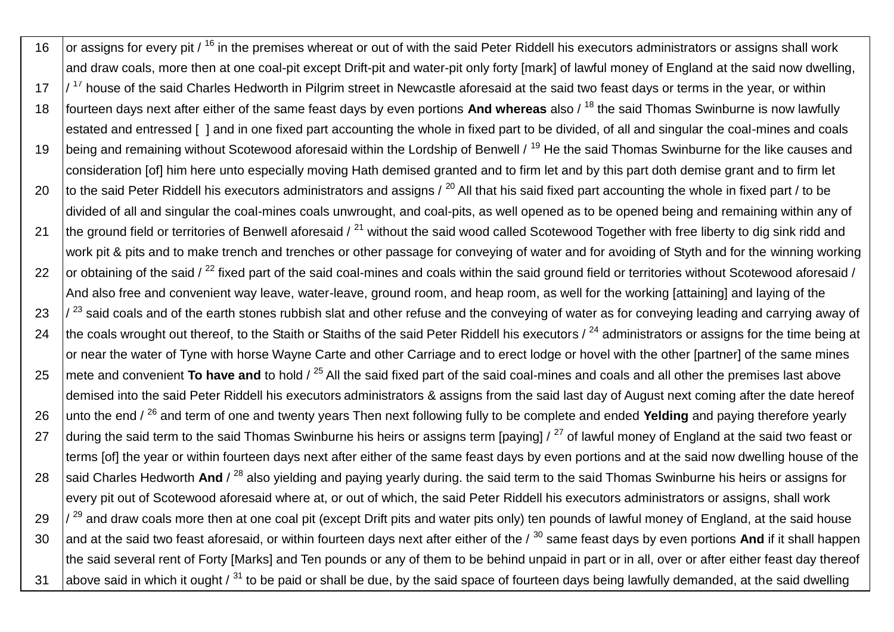| | |
|---|---|
| 16 | or assigns for every pit / [16] in the premises whereat or out of with the said Peter Riddell his executors administrators or assigns shall work and draw coals, more then at one coal-pit except Drift-pit and water-pit only forty [mark] of lawful money of England at the said now dwelling, |
| 17 | / [17] house of the said Charles Hedworth in Pilgrim street in Newcastle aforesaid at the said two feast days or terms in the year, or within |
| 18 | fourteen days next after either of the same feast days by even portions **And whereas** also / [18] the said Thomas Swinburne is now lawfully estated and entressed [ ] and in one fixed part accounting the whole in fixed part to be divided, of all and singular the coal-mines and coals |
| 19 | being and remaining without Scotewood aforesaid within the Lordship of Benwell / [19] He the said Thomas Swinburne for the like causes and consideration [of] him here unto especially moving Hath demised granted and to firm let and by this part doth demise grant and to firm let |
| 20 | to the said Peter Riddell his executors administrators and assigns / [20] All that his said fixed part accounting the whole in fixed part / to be divided of all and singular the coal-mines coals unwrought, and coal-pits, as well opened as to be opened being and remaining within any of |
| 21 | the ground field or territories of Benwell aforesaid / [21] without the said wood called Scotewood Together with free liberty to dig sink ridd and work pit & pits and to make trench and trenches or other passage for conveying of water and for avoiding of Styth and for the winning working |
| 22 | or obtaining of the said / [22] fixed part of the said coal-mines and coals within the said ground field or territories without Scotewood aforesaid / And also free and convenient way leave, water-leave, ground room, and heap room, as well for the working [attaining] and laying of the |
| 23 | / [23] said coals and of the earth stones rubbish slat and other refuse and the conveying of water as for conveying leading and carrying away of |
| 24 | the coals wrought out thereof, to the Staith or Staiths of the said Peter Riddell his executors / [24] administrators or assigns for the time being at or near the water of Tyne with horse Wayne Carte and other Carriage and to erect lodge or hovel with the other [partner] of the same mines |
| 25 | mete and convenient **To have and** to hold / [25] All the said fixed part of the said coal-mines and coals and all other the premises last above demised into the said Peter Riddell his executors administrators & assigns from the said last day of August next coming after the date hereof |
| 26 | unto the end / [26] and term of one and twenty years Then next following fully to be complete and ended **Yelding** and paying therefore yearly |
| 27 | during the said term to the said Thomas Swinburne his heirs or assigns term [paying] / [27] of lawful money of England at the said two feast or terms [of] the year or within fourteen days next after either of the same feast days by even portions and at the said now dwelling house of the |
| 28 | said Charles Hedworth **And** / [28] also yielding and paying yearly during. the said term to the said Thomas Swinburne his heirs or assigns for every pit out of Scotewood aforesaid where at, or out of which, the said Peter Riddell his executors administrators or assigns, shall work |
| 29 | / [29] and draw coals more then at one coal pit (except Drift pits and water pits only) ten pounds of lawful money of England, at the said house |
| 30 | and at the said two feast aforesaid, or within fourteen days next after either of the / [30] same feast days by even portions **And** if it shall happen the said several rent of Forty [Marks] and Ten pounds or any of them to be behind unpaid in part or in all, over or after either feast day thereof |
| 31 | above said in which it ought / [31] to be paid or shall be due, by the said space of fourteen days being lawfully demanded, at the said dwelling |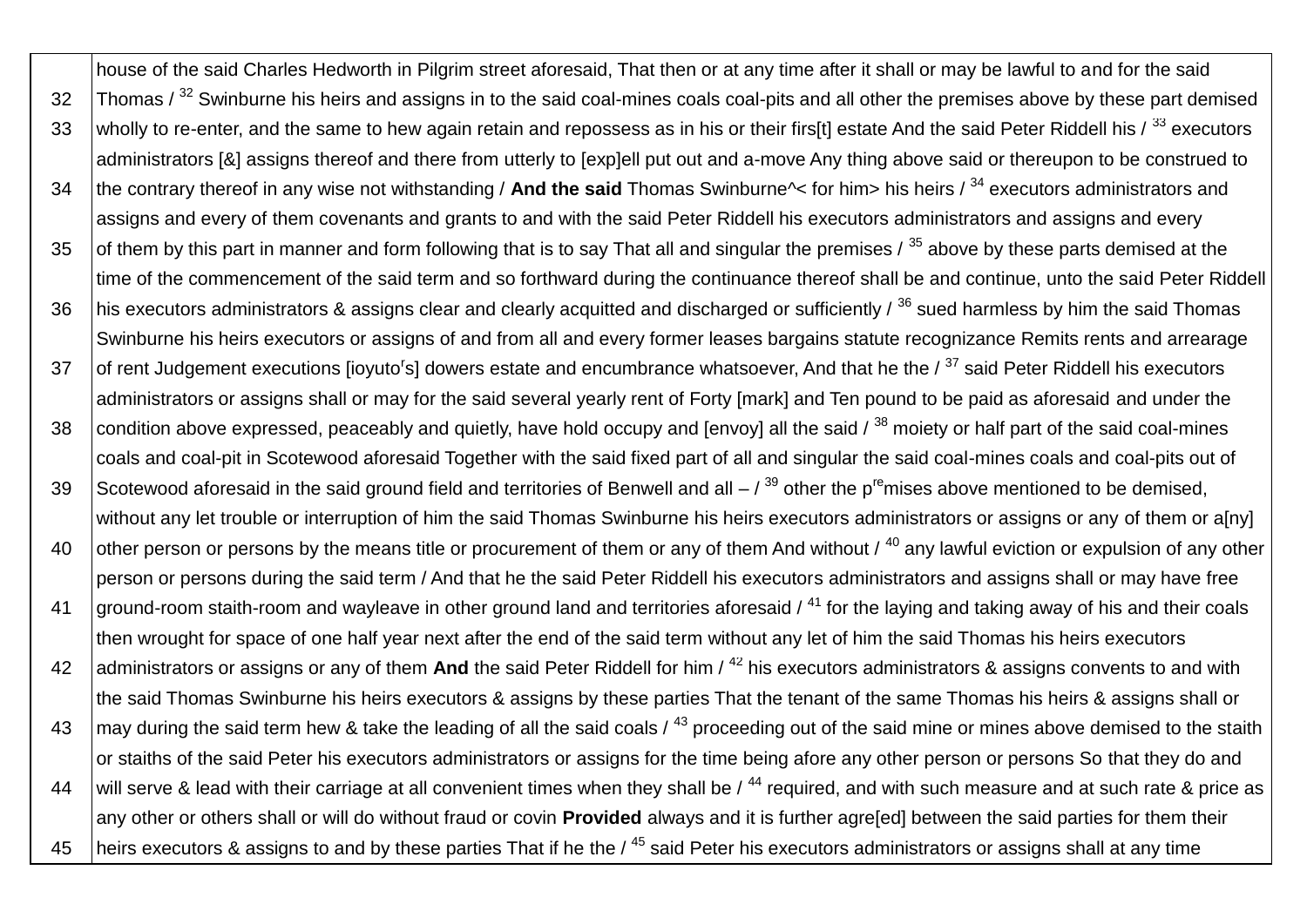| | house of the said Charles Hedworth in Pilgrim street aforesaid, That then or at any time after it shall or may be lawful to and for the said |
|---|---|
| 32 | Thomas / [32] Swinburne his heirs and assigns in to the said coal-mines coals coal-pits and all other the premises above by these part demised |
| 33 | wholly to re-enter, and the same to hew again retain and repossess as in his or their firs[t] estate And the said Peter Riddell his / [33] executors |
| | administrators [&] assigns thereof and there from utterly to [exp]ell put out and a-move Any thing above said or thereupon to be construed to |
| 34 | the contrary thereof in any wise not withstanding / **And the said** Thomas Swinburne^< for him> his heirs / [34] executors administrators and |
| | assigns and every of them covenants and grants to and with the said Peter Riddell his executors administrators and assigns and every |
| 35 | of them by this part in manner and form following that is to say That all and singular the premises / [35] above by these parts demised at the |
| | time of the commencement of the said term and so forthward during the continuance thereof shall be and continue, unto the said Peter Riddell |
| 36 | his executors administrators & assigns clear and clearly acquitted and discharged or sufficiently / [36] sued harmless by him the said Thomas |
| | Swinburne his heirs executors or assigns of and from all and every former leases bargains statute recognizance Remits rents and arrearage |
| 37 | of rent Judgement executions [ioyuto[r]s] dowers estate and encumbrance whatsoever, And that he the / [37] said Peter Riddell his executors |
| | administrators or assigns shall or may for the said several yearly rent of Forty [mark] and Ten pound to be paid as aforesaid and under the |
| 38 | condition above expressed, peaceably and quietly, have hold occupy and [envoy] all the said / [38] moiety or half part of the said coal-mines |
| | coals and coal-pit in Scotewood aforesaid Together with the said fixed part of all and singular the said coal-mines coals and coal-pits out of |
| 39 | Scotewood aforesaid in the said ground field and territories of Benwell and all – / [39] other the p[re]mises above mentioned to be demised, |
| | without any let trouble or interruption of him the said Thomas Swinburne his heirs executors administrators or assigns or any of them or a[ny] |
| 40 | other person or persons by the means title or procurement of them or any of them And without / [40] any lawful eviction or expulsion of any other |
| | person or persons during the said term / And that he the said Peter Riddell his executors administrators and assigns shall or may have free |
| 41 | ground-room staith-room and wayleave in other ground land and territories aforesaid / [41] for the laying and taking away of his and their coals |
| | then wrought for space of one half year next after the end of the said term without any let of him the said Thomas his heirs executors |
| 42 | administrators or assigns or any of them **And** the said Peter Riddell for him / [42] his executors administrators & assigns convents to and with |
| | the said Thomas Swinburne his heirs executors & assigns by these parties That the tenant of the same Thomas his heirs & assigns shall or |
| 43 | may during the said term hew & take the leading of all the said coals / [43] proceeding out of the said mine or mines above demised to the staith |
| | or staiths of the said Peter his executors administrators or assigns for the time being afore any other person or persons So that they do and |
| 44 | will serve & lead with their carriage at all convenient times when they shall be / [44] required, and with such measure and at such rate & price as |
| | any other or others shall or will do without fraud or covin **Provided** always and it is further agre[ed] between the said parties for them their |
| 45 | heirs executors & assigns to and by these parties That if he the / [45] said Peter his executors administrators or assigns shall at any time |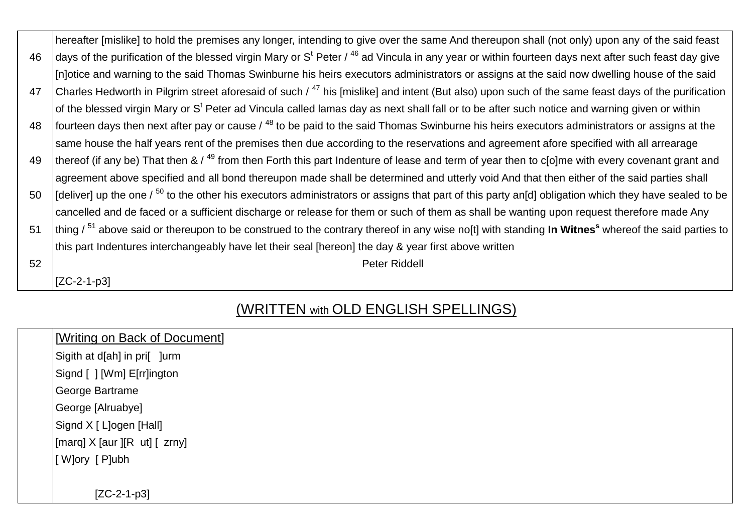| | |
|---|---|
| | hereafter [mislike] to hold the premises any longer, intending to give over the same And thereupon shall (not only) upon any of the said feast |
| 46 | days of the purification of the blessed virgin Mary or S[t] Peter / [46] ad Vincula in any year or within fourteen days next after such feast day give |
| | [n]otice and warning to the said Thomas Swinburne his heirs executors administrators or assigns at the said now dwelling house of the said |
| 47 | Charles Hedworth in Pilgrim street aforesaid of such / [47] his [mislike] and intent (But also) upon such of the same feast days of the purification |
| | of the blessed virgin Mary or S[t] Peter ad Vincula called lamas day as next shall fall or to be after such notice and warning given or within |
| 48 | fourteen days then next after pay or cause / [48] to be paid to the said Thomas Swinburne his heirs executors administrators or assigns at the |
| | same house the half years rent of the premises then due according to the reservations and agreement afore specified with all arrearage |
| 49 | thereof (if any be) That then & / [49] from then Forth this part Indenture of lease and term of year then to c[o]me with every covenant grant and |
| | agreement above specified and all bond thereupon made shall be determined and utterly void And that then either of the said parties shall |
| 50 | [deliver] up the one / [50] to the other his executors administrators or assigns that part of this party an[d] obligation which they have sealed to be |
| | cancelled and de faced or a sufficient discharge or release for them or such of them as shall be wanting upon request therefore made Any |
| 51 | thing / [51] above said or thereupon to be construed to the contrary thereof in any wise no[t] with standing **In Witnes[s]** whereof the said parties to |
| | this part Indentures interchangeably have let their seal [hereon] the day & year first above written |
| 52 | Peter Riddell |
| | [ZC-2-1-p3] |

## (WRITTEN with OLD ENGLISH SPELLINGS)

| | |
|---|---|
| | [Writing on Back of Document] |
| | Sigith at d[ah] in pri[ ]urm |
| | Signd [ ] [Wm] E[rr]ington |
| | George Bartrame |
| | George [Alruabye] |
| | Signd X [ L]ogen [Hall] |
| | [marq] X [aur ][R ut] [ zrny] |
| | [ W]ory [ P]ubh |
| | [ZC-2-1-p3] |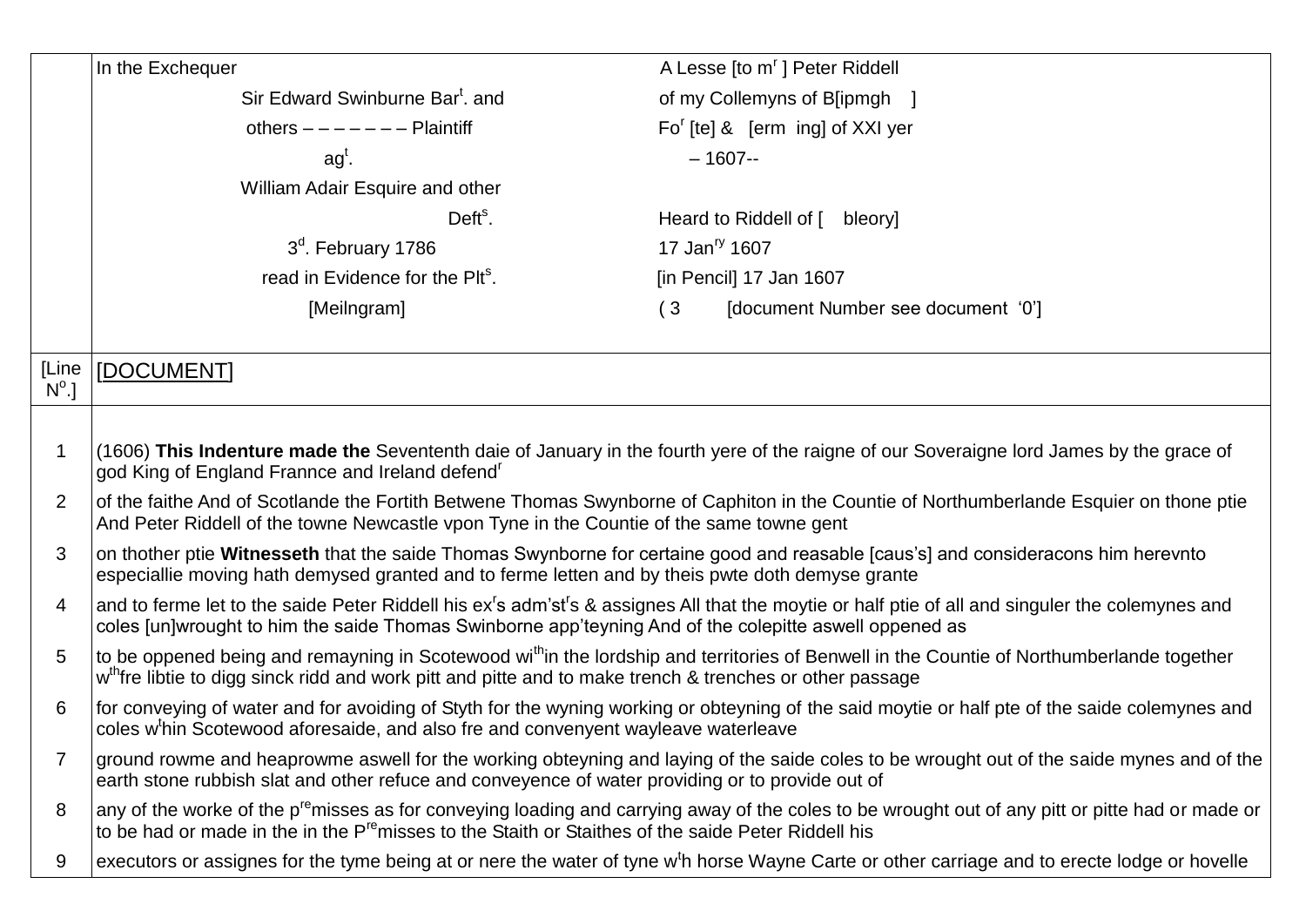| | In the Exchequer<br>Sir Edward Swinburne Bar[t]. and<br>others – – – – – – – Plaintiff<br>ag[t].<br>William Adair Esquire and other<br>Deft[s].<br>3[d]. February 1786<br>read in Evidence for the Plt[s].<br>[Meilngram] | A Lesse [to m[r] ] Peter Riddell<br>of my Collemyns of B[ipmgh ]<br>Fo[r] [te] & [erm ing] of XXI yer<br>– 1607--<br><br>Heard to Riddell of [ bleory]<br>17 Jan[ry] 1607<br>[in Pencil] 17 Jan 1607<br>( 3 [document Number see document '0'] |
|---|---|---|
| [Line N[o].] | [DOCUMENT] | |
| 1 | (1606) **This Indenture made the** Sevententh daie of January in the fourth yere of the raigne of our Soveraigne lord James by the grace of god King of England Frannce and Ireland defend[r] | |
| 2 | of the faithe And of Scotlande the Fortith Betwene Thomas Swynborne of Caphiton in the Countie of Northumberlande Esquier on thone ptie And Peter Riddell of the towne Newcastle vpon Tyne in the Countie of the same towne gent | |
| 3 | on thother ptie **Witnesseth** that the saide Thomas Swynborne for certaine good and reasable [caus's] and consideracons him herevnto especiallie moving hath demysed granted and to ferme letten and by theis pwte doth demyse grante | |
| 4 | and to ferme let to the saide Peter Riddell his ex[r]s adm'st[r]s & assignes All that the moytie or half ptie of all and singuler the colemynes and coles [un]wrought to him the saide Thomas Swinborne app'teyning And of the colepitte aswell oppened as | |
| 5 | to be oppened being and remayning in Scotewood wi[th]in the lordship and territories of Benwell in the Countie of Northumberlande together w[th]fre libtie to digg sinck ridd and work pitt and pitte and to make trench & trenches or other passage | |
| 6 | for conveying of water and for avoiding of Styth for the wyning working or obteyning of the said moytie or half pte of the saide colemynes and coles w[t]hin Scotewood aforesaide, and also fre and convenyent wayleave waterleave | |
| 7 | ground rowme and heaprowme aswell for the working obteyning and laying of the saide coles to be wrought out of the saide mynes and of the earth stone rubbish slat and other refuce and conveyence of water providing or to provide out of | |
| 8 | any of the worke of the p[re]misses as for conveying loading and carrying away of the coles to be wrought out of any pitt or pitte had or made or to be had or made in the in the P[re]misses to the Staith or Staithes of the saide Peter Riddell his | |
| 9 | executors or assignes for the tyme being at or nere the water of tyne w[t]h horse Wayne Carte or other carriage and to erecte lodge or hovelle | |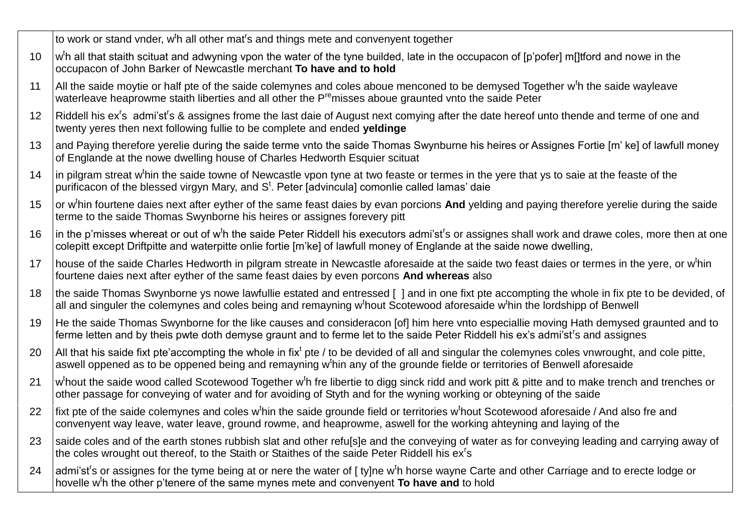|  |  |
|---|---|
|  | to work or stand vnder, w$^{t}$h all other mat$^{r}$s and things mete and convenyent together |
| 10 | w$^{t}$h all that staith scituat and adwyning vpon the water of the tyne builded, late in the occupacon of [p'pofer] m[]tford and nowe in the occupacon of John Barker of Newcastle merchant **To have and to hold** |
| 11 | All the saide moytie or half pte of the saide colemynes and coles aboue menconed to be demysed Together w$^{t}$h the saide wayleave waterleave heaprowme staith liberties and all other the P$^{re}$misses aboue graunted vnto the saide Peter |
| 12 | Riddell his ex$^{r}$s admi'st$^{r}$s & assignes frome the last daie of August next comyng after the date hereof unto thende and terme of one and twenty yeres then next following fullie to be complete and ended **yeldinge** |
| 13 | and Paying therefore yerelie during the saide terme vnto the saide Thomas Swynburne his heires or Assignes Fortie [m' ke] of lawfull money of Englande at the nowe dwelling house of Charles Hedworth Esquier scituat |
| 14 | in pilgram streat w$^{t}$hin the saide towne of Newcastle vpon tyne at two feaste or termes in the yere that ys to saie at the feaste of the purificacon of the blessed virgyn Mary, and S$^{t}$. Peter [advincula] comonlie called lamas' daie |
| 15 | or w$^{t}$hin fourtene daies next after eyther of the same feast daies by evan porcions **And** yelding and paying therefore yerelie during the saide terme to the saide Thomas Swynborne his heires or assignes forevery pitt |
| 16 | in the p'misses whereat or out of w$^{t}$h the saide Peter Riddell his executors admi'st$^{r}$s or assignes shall work and drawe coles, more then at one colepitt except Driftpitte and waterpitte onlie fortie [m'ke] of lawfull money of Englande at the saide nowe dwelling, |
| 17 | house of the saide Charles Hedworth in pilgram streate in Newcastle aforesaide at the saide two feast daies or termes in the yere, or w$^{t}$hin fourtene daies next after eyther of the same feast daies by even porcons **And whereas** also |
| 18 | the saide Thomas Swynborne ys nowe lawfullie estated and entressed [ ] and in one fixt pte accompting the whole in fix pte to be devided, of all and singuler the colemynes and coles being and remayning w$^{t}$hout Scotewood aforesaide w$^{t}$hin the lordshipp of Benwell |
| 19 | He the saide Thomas Swynborne for the like causes and consideracon [of] him here vnto especiallie moving Hath demysed graunted and to ferme letten and by theis pwte doth demyse graunt and to ferme let to the saide Peter Riddell his ex's admi'st$^{r}$s and assignes |
| 20 | All that his saide fixt pte'accompting the whole in fix$^{t}$ pte / to be devided of all and singular the colemynes coles vnwrought, and cole pitte, aswell oppened as to be oppened being and remayning w$^{t}$hin any of the grounde fielde or territories of Benwell aforesaide |
| 21 | w$^{t}$hout the saide wood called Scotewood Together w$^{t}$h fre libertie to digg sinck ridd and work pitt & pitte and to make trench and trenches or other passage for conveying of water and for avoiding of Styth and for the wyning working or obteyning of the saide |
| 22 | fixt pte of the saide colemynes and coles w$^{t}$hin the saide grounde field or territories w$^{t}$hout Scotewood aforesaide / And also fre and convenyent way leave, water leave, ground rowme, and heaprowme, aswell for the working ahteyning and laying of the |
| 23 | saide coles and of the earth stones rubbish slat and other refu[s]e and the conveying of water as for conveying leading and carrying away of the coles wrought out thereof, to the Staith or Staithes of the saide Peter Riddell his ex$^{r}$s |
| 24 | admi'st$^{r}$s or assignes for the tyme being at or nere the water of [ ty]ne w$^{t}$h horse wayne Carte and other Carriage and to erecte lodge or hovelle w$^{t}$h the other p'tenere of the same mynes mete and convenyent **To have and** to hold |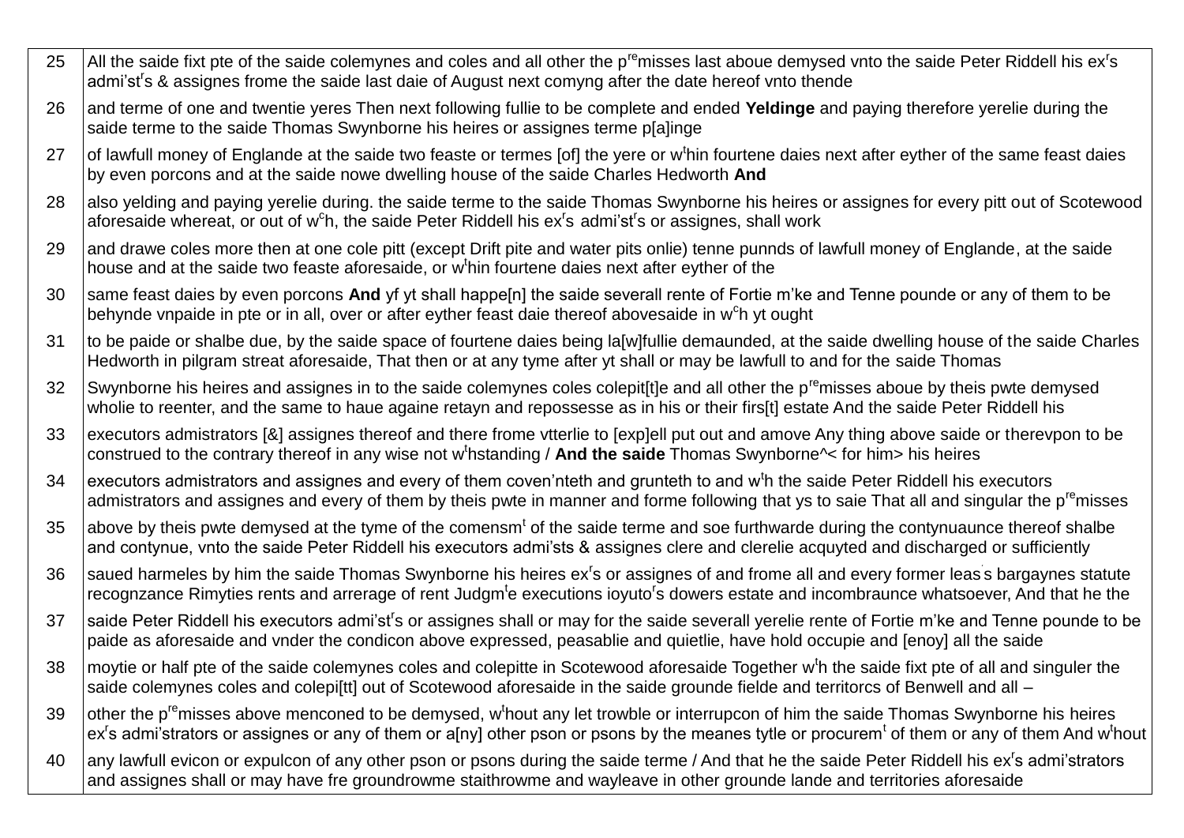| | |
|---|---|
| 25 | All the saide fixt pte of the saide colemynes and coles and all other the p[re]misses last aboue demysed vnto the saide Peter Riddell his ex[r]s admi'st[r]s & assignes frome the saide last daie of August next comyng after the date hereof vnto thende |
| 26 | and terme of one and twentie yeres Then next following fullie to be complete and ended **Yeldinge** and paying therefore yerelie during the saide terme to the saide Thomas Swynborne his heires or assignes terme p[a]inge |
| 27 | of lawfull money of Englande at the saide two feaste or termes [of] the yere or w[t]hin fourtene daies next after eyther of the same feast daies by even porcons and at the saide nowe dwelling house of the saide Charles Hedworth **And** |
| 28 | also yelding and paying yerelie during. the saide terme to the saide Thomas Swynborne his heires or assignes for every pitt out of Scotewood aforesaide whereat, or out of w[c]h, the saide Peter Riddell his ex[r]s admi'st[r]s or assignes, shall work |
| 29 | and drawe coles more then at one cole pitt (except Drift pite and water pits onlie) tenne punnds of lawfull money of Englande, at the saide house and at the saide two feaste aforesaide, or w[t]hin fourtene daies next after eyther of the |
| 30 | same feast daies by even porcons **And** yf yt shall happe[n] the saide severall rente of Fortie m'ke and Tenne pounde or any of them to be behynde vnpaide in pte or in all, over or after eyther feast daie thereof abovesaide in w[c]h yt ought |
| 31 | to be paide or shalbe due, by the saide space of fourtene daies being la[w]fullie demaunded, at the saide dwelling house of the saide Charles Hedworth in pilgram streat aforesaide, That then or at any tyme after yt shall or may be lawfull to and for the saide Thomas |
| 32 | Swynborne his heires and assignes in to the saide colemynes coles colepit[t]e and all other the p[re]misses aboue by theis pwte demysed wholie to reenter, and the same to haue againe retayn and repossesse as in his or their firs[t] estate And the saide Peter Riddell his |
| 33 | executors admistrators [&] assignes thereof and there frome vtterlie to [exp]ell put out and amove Any thing above saide or therevpon to be construed to the contrary thereof in any wise not w[t]hstanding / **And the saide** Thomas Swynborne^< for him> his heires |
| 34 | executors admistrators and assignes and every of them coven'nteth and grunteth to and w[t]h the saide Peter Riddell his executors admistrators and assignes and every of them by theis pwte in manner and forme following that ys to saie That all and singular the p[re]misses |
| 35 | above by theis pwte demysed at the tyme of the comensm[t] of the saide terme and soe furthwarde during the contynuaunce thereof shalbe and contynue, vnto the saide Peter Riddell his executors admi'sts & assignes clere and clerelie acquyted and discharged or sufficiently |
| 36 | saued harmeles by him the saide Thomas Swynborne his heires ex[r]s or assignes of and frome all and every former leas s bargaynes statute recognzance Rimyties rents and arrerage of rent Judgm[t]e executions ioyuto[r]s dowers estate and incombraunce whatsoever, And that he the |
| 37 | saide Peter Riddell his executors admi'st[r]s or assignes shall or may for the saide severall yerelie rente of Fortie m'ke and Tenne pounde to be paide as aforesaide and vnder the condicon above expressed, peasablie and quietlie, have hold occupie and [enoy] all the saide |
| 38 | moytie or half pte of the saide colemynes coles and colepitte in Scotewood aforesaide Together w[t]h the saide fixt pte of all and singuler the saide colemynes coles and colepi[tt] out of Scotewood aforesaide in the saide grounde fielde and territorcs of Benwell and all – |
| 39 | other the p[re]misses above menconed to be demysed, w[t]hout any let trowble or interrupcon of him the saide Thomas Swynborne his heires ex[r]s admi'strators or assignes or any of them or a[ny] other pson or psons by the meanes tytle or procurem[t] of them or any of them And w[t]hout |
| 40 | any lawfull evicon or expulcon of any other pson or psons during the saide terme / And that he the saide Peter Riddell his ex[r]s admi'strators and assignes shall or may have fre groundrowme staithrowme and wayleave in other grounde lande and territories aforesaide |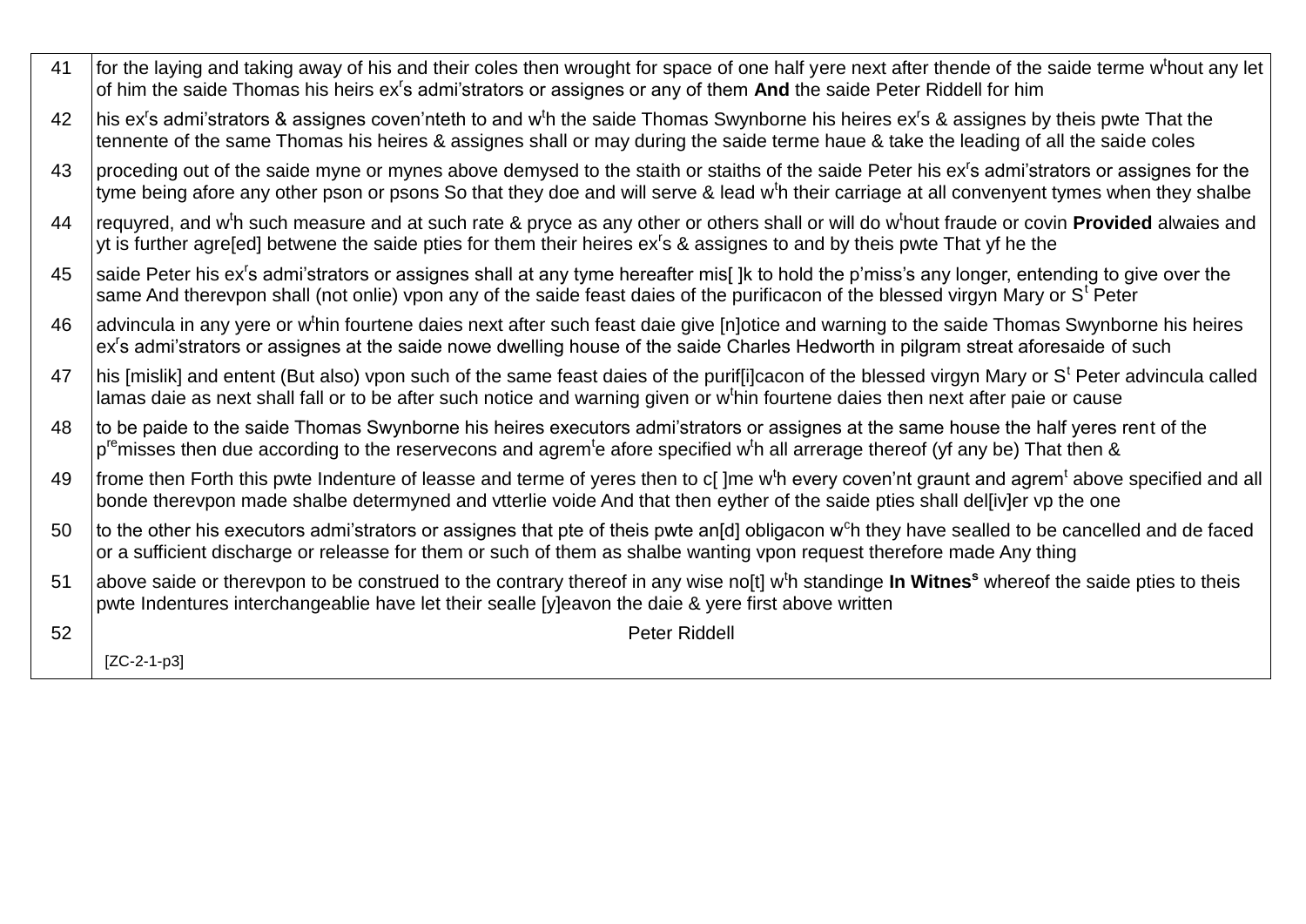| | |
|---|---|
| 41 | for the laying and taking away of his and their coles then wrought for space of one half yere next after thende of the saide terme w[t]hout any let of him the saide Thomas his heirs ex[r]s admi'strators or assignes or any of them **And** the saide Peter Riddell for him |
| 42 | his ex[r]s admi'strators & assignes coven'nteth to and w[t]h the saide Thomas Swynborne his heires ex[r]s & assignes by theis pwte That the tennente of the same Thomas his heires & assignes shall or may during the saide terme haue & take the leading of all the saide coles |
| 43 | proceding out of the saide myne or mynes above demysed to the staith or staiths of the saide Peter his ex[r]s admi'strators or assignes for the tyme being afore any other pson or psons So that they doe and will serve & lead w[t]h their carriage at all convenyent tymes when they shalbe |
| 44 | requyred, and w[t]h such measure and at such rate & pryce as any other or others shall or will do w[t]hout fraude or covin **Provided** alwaies and yt is further agre[ed] betwene the saide pties for them their heires ex[r]s & assignes to and by theis pwte That yf he the |
| 45 | saide Peter his ex[r]s admi'strators or assignes shall at any tyme hereafter mis[ ]k to hold the p'miss's any longer, entending to give over the same And therevpon shall (not onlie) vpon any of the saide feast daies of the purificacon of the blessed virgyn Mary or S[t] Peter |
| 46 | advincula in any yere or w[t]hin fourtene daies next after such feast daie give [n]otice and warning to the saide Thomas Swynborne his heires ex[r]s admi'strators or assignes at the saide nowe dwelling house of the saide Charles Hedworth in pilgram streat aforesaide of such |
| 47 | his [mislik] and entent (But also) vpon such of the same feast daies of the purif[i]cacon of the blessed virgyn Mary or S[t] Peter advincula called lamas daie as next shall fall or to be after such notice and warning given or w[t]hin fourtene daies then next after paie or cause |
| 48 | to be paide to the saide Thomas Swynborne his heires executors admi'strators or assignes at the same house the half yeres rent of the p[re]misses then due according to the reservecons and agrem[t]e afore specified w[t]h all arrerage thereof (yf any be) That then & |
| 49 | frome then Forth this pwte Indenture of leasse and terme of yeres then to c[ ]me w[t]h every coven'nt graunt and agrem[t] above specified and all bonde therevpon made shalbe determyned and vtterlie voide And that then eyther of the saide pties shall del[iv]er vp the one |
| 50 | to the other his executors admi'strators or assignes that pte of theis pwte an[d] obligacon w[c]h they have sealled to be cancelled and de faced or a sufficient discharge or releasse for them or such of them as shalbe wanting vpon request therefore made Any thing |
| 51 | above saide or therevpon to be construed to the contrary thereof in any wise no[t] w[t]h standinge **In Witnes[s]** whereof the saide pties to theis pwte Indentures interchangeablie have let their sealle [y]eavon the daie & yere first above written |
| 52 | Peter Riddell |
| | [ZC-2-1-p3] |